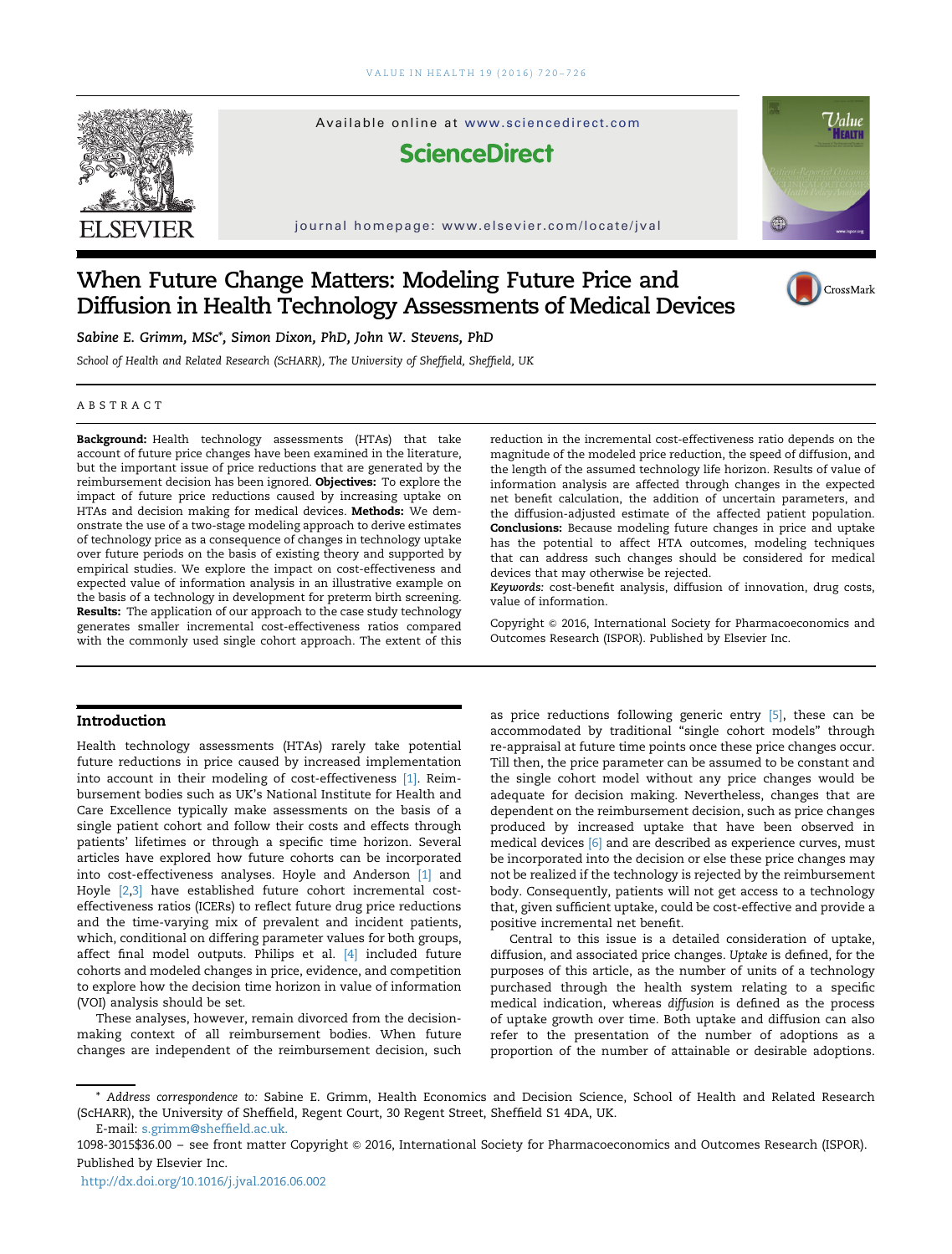# When Future Change Matters: Modeling Future Price and Diffusion in Health Technology Assessments of Medical Devices

Sabine E. Grimm, MSc*, Simon Dixon, PhD, John W. Stevens, PhD

School of Health and Related Research (ScHARR), The University of Sheffield, Sheffield, UK

## ABSTRACT

**Background:** Health technology assessments (HTAs) that take account of future price changes have been examined in the literature, but the important issue of price reductions that are generated by the reimbursement decision has been ignored. **Objectives:** To explore the impact of future price reductions caused by increasing uptake on HTAs and decision making for medical devices. **Methods:** We demonstrate the use of a two-stage modeling approach to derive estimates of technology price as a consequence of changes in technology uptake over future periods on the basis of existing theory and supported by empirical studies. We explore the impact on cost-effectiveness and expected value of information analysis in an illustrative example on the basis of a technology in development for preterm birth screening. **Results:** The application of our approach to the case study technology generates smaller incremental cost-effectiveness ratios compared with the commonly used single cohort approach. The extent of this reduction in the incremental cost-effectiveness ratio depends on the magnitude of the modeled price reduction, the speed of diffusion, and the length of the assumed technology life horizon. Results of value of information analysis are affected through changes in the expected net benefit calculation, the addition of uncertain parameters, and the diffusion-adjusted estimate of the affected patient population. **Conclusions:** Because modeling future changes in price and uptake has the potential to affect HTA outcomes, modeling techniques that can address such changes should be considered for medical devices that may otherwise be rejected.

*Keywords:* cost-benefit analysis, diffusion of innovation, drug costs, value of information.

Copyright © 2016, International Society for Pharmacoeconomics and Outcomes Research (ISPOR). Published by Elsevier Inc.

## Introduction

Health technology assessments (HTAs) rarely take potential future reductions in price caused by increased implementation into account in their modeling of cost-effectiveness [1]. Reimbursement bodies such as UK's National Institute for Health and Care Excellence typically make assessments on the basis of a single patient cohort and follow their costs and effects through patients' lifetimes or through a specific time horizon. Several articles have explored how future cohorts can be incorporated into cost-effectiveness analyses. Hoyle and Anderson [1] and Hoyle [2,3] have established future cohort incremental cost-effectiveness ratios (ICERs) to reflect future drug price reductions and the time-varying mix of prevalent and incident patients, which, conditional on differing parameter values for both groups, affect final model outputs. Philips et al. [4] included future cohorts and modeled changes in price, evidence, and competition to explore how the decision time horizon in value of information (VOI) analysis should be set.

These analyses, however, remain divorced from the decision-making context of all reimbursement bodies. When future changes are independent of the reimbursement decision, such as price reductions following generic entry [5], these can be accommodated by traditional "single cohort models" through re-appraisal at future time points once these price changes occur. Till then, the price parameter can be assumed to be constant and the single cohort model without any price changes would be adequate for decision making. Nevertheless, changes that are dependent on the reimbursement decision, such as price changes produced by increased uptake that have been observed in medical devices [6] and are described as experience curves, must be incorporated into the decision or else these price changes may not be realized if the technology is rejected by the reimbursement body. Consequently, patients will not get access to a technology that, given sufficient uptake, could be cost-effective and provide a positive incremental net benefit.

Central to this issue is a detailed consideration of uptake, diffusion, and associated price changes. *Uptake* is defined, for the purposes of this article, as the number of units of a technology purchased through the health system relating to a specific medical indication, whereas *diffusion* is defined as the process of uptake growth over time. Both uptake and diffusion can also refer to the presentation of the number of adoptions as a proportion of the number of attainable or desirable adoptions.

\* *Address correspondence to:* Sabine E. Grimm, Health Economics and Decision Science, School of Health and Related Research (ScHARR), the University of Sheffield, Regent Court, 30 Regent Street, Sheffield S1 4DA, UK.

E-mail: s.grimm@sheffield.ac.uk.

1098-3015$36.00 – see front matter Copyright © 2016, International Society for Pharmacoeconomics and Outcomes Research (ISPOR). Published by Elsevier Inc.

http://dx.doi.org/10.1016/j.jval.2016.06.002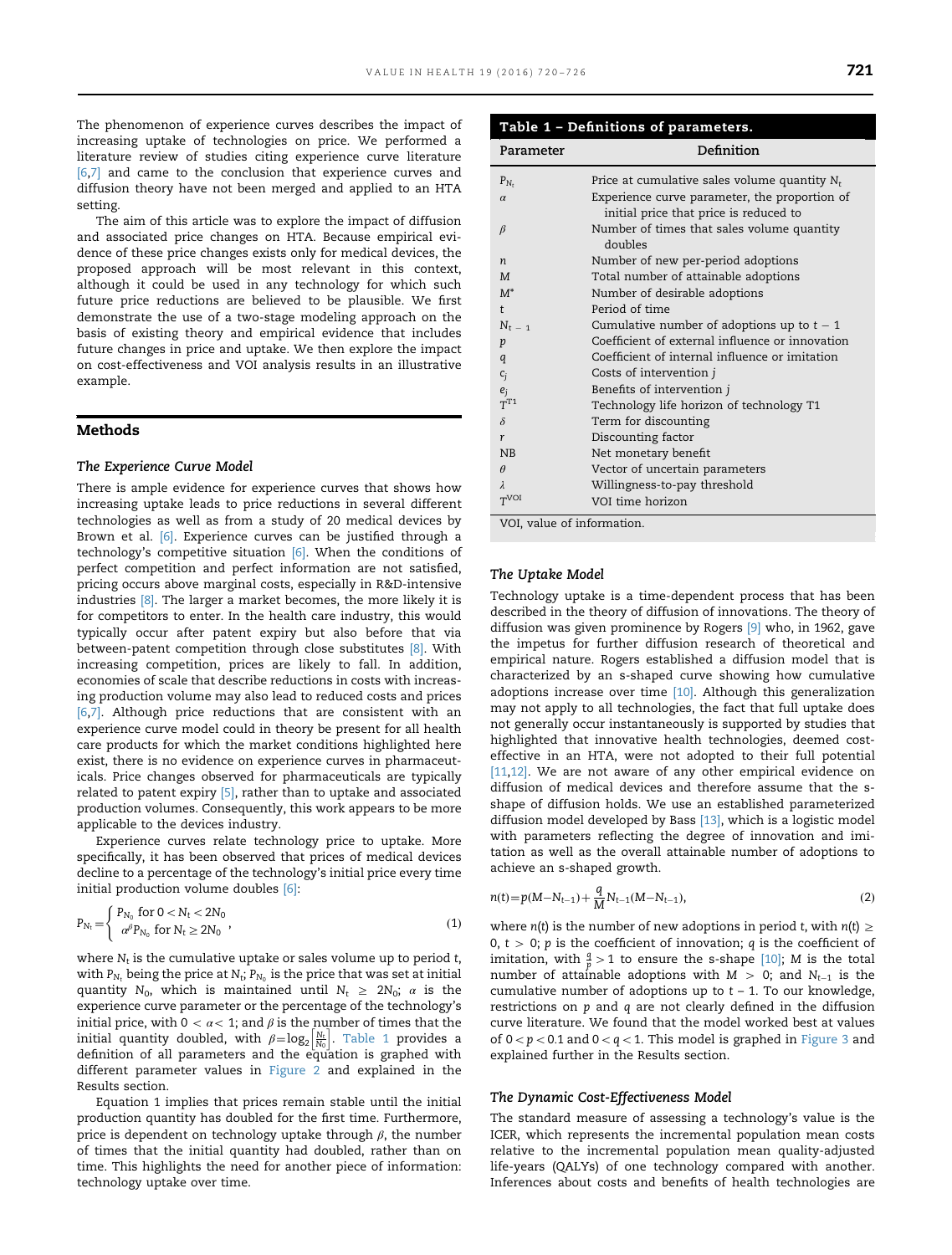The phenomenon of experience curves describes the impact of increasing uptake of technologies on price. We performed a literature review of studies citing experience curve literature [6,7] and came to the conclusion that experience curves and diffusion theory have not been merged and applied to an HTA setting.

The aim of this article was to explore the impact of diffusion and associated price changes on HTA. Because empirical evidence of these price changes exists only for medical devices, the proposed approach will be most relevant in this context, although it could be used in any technology for which such future price reductions are believed to be plausible. We first demonstrate the use of a two-stage modeling approach on the basis of existing theory and empirical evidence that includes future changes in price and uptake. We then explore the impact on cost-effectiveness and VOI analysis results in an illustrative example.

## Methods

### The Experience Curve Model

There is ample evidence for experience curves that shows how increasing uptake leads to price reductions in several different technologies as well as from a study of 20 medical devices by Brown et al. [6]. Experience curves can be justified through a technology's competitive situation [6]. When the conditions of perfect competition and perfect information are not satisfied, pricing occurs above marginal costs, especially in R&D-intensive industries [8]. The larger a market becomes, the more likely it is for competitors to enter. In the health care industry, this would typically occur after patent expiry but also before that via between-patent competition through close substitutes [8]. With increasing competition, prices are likely to fall. In addition, economies of scale that describe reductions in costs with increasing production volume may also lead to reduced costs and prices [6,7]. Although price reductions that are consistent with an experience curve model could in theory be present for all health care products for which the market conditions highlighted here exist, there is no evidence on experience curves in pharmaceuticals. Price changes observed for pharmaceuticals are typically related to patent expiry [5], rather than to uptake and associated production volumes. Consequently, this work appears to be more applicable to the devices industry.

Experience curves relate technology price to uptake. More specifically, it has been observed that prices of medical devices decline to a percentage of the technology's initial price every time initial production volume doubles [6]:

$$P_{N_t} = \begin{cases} P_{N_0} \text{ for } 0 < N_t < 2N_0 \\ \alpha^{\beta} P_{N_0} \text{ for } N_t \geq 2N_0 \end{cases}, \tag{1}$$

where $N_t$ is the cumulative uptake or sales volume up to period t, with $P_{N_t}$ being the price at $N_t$; $P_{N_0}$ is the price that was set at initial quantity $N_0$, which is maintained until $N_t \geq 2N_0$; $\alpha$ is the experience curve parameter or the percentage of the technology's initial price, with $0 < \alpha < 1$; and $\beta$ is the number of times that the initial quantity doubled, with $\beta = \log_2\left[\frac{N_t}{N_0}\right]$. Table 1 provides a definition of all parameters and the equation is graphed with different parameter values in Figure 2 and explained in the Results section.

Equation 1 implies that prices remain stable until the initial production quantity has doubled for the first time. Furthermore, price is dependent on technology uptake through $\beta$, the number of times that the initial quantity had doubled, rather than on time. This highlights the need for another piece of information: technology uptake over time.

**Table 1 – Definitions of parameters.**

| Parameter | Definition |
|---|---|
| $P_{N_t}$ | Price at cumulative sales volume quantity $N_t$ |
| $\alpha$ | Experience curve parameter, the proportion of initial price that price is reduced to |
| $\beta$ | Number of times that sales volume quantity doubles |
| $n$ | Number of new per-period adoptions |
| $M$ | Total number of attainable adoptions |
| $M^*$ | Number of desirable adoptions |
| $t$ | Period of time |
| $N_{t-1}$ | Cumulative number of adoptions up to $t - 1$ |
| $p$ | Coefficient of external influence or innovation |
| $q$ | Coefficient of internal influence or imitation |
| $c_j$ | Costs of intervention $j$ |
| $e_j$ | Benefits of intervention $j$ |
| $T^{T1}$ | Technology life horizon of technology T1 |
| $\delta$ | Term for discounting |
| $r$ | Discounting factor |
| NB | Net monetary benefit |
| $\theta$ | Vector of uncertain parameters |
| $\lambda$ | Willingness-to-pay threshold |
| $T^{VOI}$ | VOI time horizon |

VOI, value of information.

### The Uptake Model

Technology uptake is a time-dependent process that has been described in the theory of diffusion of innovations. The theory of diffusion was given prominence by Rogers [9] who, in 1962, gave the impetus for further diffusion research of theoretical and empirical nature. Rogers established a diffusion model that is characterized by an s-shaped curve showing how cumulative adoptions increase over time [10]. Although this generalization may not apply to all technologies, the fact that full uptake does not generally occur instantaneously is supported by studies that highlighted that innovative health technologies, deemed cost-effective in an HTA, were not adopted to their full potential [11,12]. We are not aware of any other empirical evidence on diffusion of medical devices and therefore assume that the s-shape of diffusion holds. We use an established parameterized diffusion model developed by Bass [13], which is a logistic model with parameters reflecting the degree of innovation and imitation as well as the overall attainable number of adoptions to achieve an s-shaped growth.

$$n(t) = p(M - N_{t-1}) + \frac{q}{M} N_{t-1}(M - N_{t-1}), \tag{2}$$

where $n(t)$ is the number of new adoptions in period t, with $n(t) \geq 0$, $t > 0$; $p$ is the coefficient of innovation; $q$ is the coefficient of imitation, with $\frac{q}{p} > 1$ to ensure the s-shape [10]; $M$ is the total number of attainable adoptions with $M > 0$; and $N_{t-1}$ is the cumulative number of adoptions up to $t - 1$. To our knowledge, restrictions on $p$ and $q$ are not clearly defined in the diffusion curve literature. We found that the model worked best at values of $0 < p < 0.1$ and $0 < q < 1$. This model is graphed in Figure 3 and explained further in the Results section.

### The Dynamic Cost-Effectiveness Model

The standard measure of assessing a technology's value is the ICER, which represents the incremental population mean costs relative to the incremental population mean quality-adjusted life-years (QALYs) of one technology compared with another. Inferences about costs and benefits of health technologies are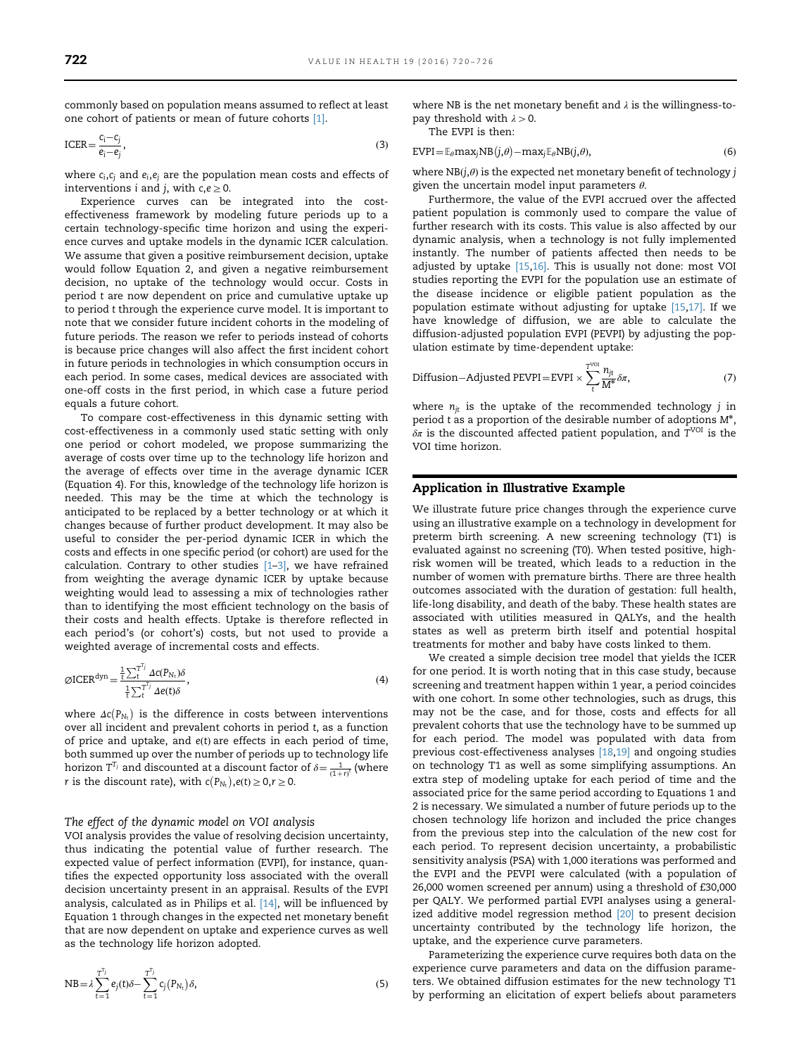commonly based on population means assumed to reflect at least one cohort of patients or mean of future cohorts [1].

$$\text{ICER} = \frac{c_i - c_j}{e_i - e_j}, \tag{3}$$

where $c_i, c_j$ and $e_i, e_j$ are the population mean costs and effects of interventions $i$ and $j$, with $c, e \geq 0$.

Experience curves can be integrated into the cost-effectiveness framework by modeling future periods up to a certain technology-specific time horizon and using the experience curves and uptake models in the dynamic ICER calculation. We assume that given a positive reimbursement decision, uptake would follow Equation 2, and given a negative reimbursement decision, no uptake of the technology would occur. Costs in period $t$ are now dependent on price and cumulative uptake up to period $t$ through the experience curve model. It is important to note that we consider future incident cohorts in the modeling of future periods. The reason we refer to periods instead of cohorts is because price changes will also affect the first incident cohort in future periods in technologies in which consumption occurs in each period. In some cases, medical devices are associated with one-off costs in the first period, in which case a future period equals a future cohort.

To compare cost-effectiveness in this dynamic setting with cost-effectiveness in a commonly used static setting with only one period or cohort modeled, we propose summarizing the average of costs over time up to the technology life horizon and the average of effects over time in the average dynamic ICER (Equation 4). For this, knowledge of the technology life horizon is needed. This may be the time at which the technology is anticipated to be replaced by a better technology or at which it changes because of further product development. It may also be useful to consider the per-period dynamic ICER in which the costs and effects in one specific period (or cohort) are used for the calculation. Contrary to other studies [1–3], we have refrained from weighting the average dynamic ICER by uptake because weighting would lead to assessing a mix of technologies rather than to identifying the most efficient technology on the basis of their costs and health effects. Uptake is therefore reflected in each period's (or cohort's) costs, but not used to provide a weighted average of incremental costs and effects.

$$\varnothing\text{ICER}^{\text{dyn}} = \frac{\frac{1}{t}\sum_t^{T^{T_j}} \Delta c(P_{N_t})\delta}{\frac{1}{t}\sum_t^{T^{T_j}} \Delta e(t)\delta}, \tag{4}$$

where $\Delta c(P_{N_t})$ is the difference in costs between interventions over all incident and prevalent cohorts in period $t$, as a function of price and uptake, and $e(t)$ are effects in each period of time, both summed up over the number of periods up to technology life horizon $T^{T_j}$ and discounted at a discount factor of $\delta = \frac{1}{(1+r)^t}$ (where $r$ is the discount rate), with $c(P_{N_t}), e(t) \geq 0, r \geq 0$.

### *The effect of the dynamic model on VOI analysis*

VOI analysis provides the value of resolving decision uncertainty, thus indicating the potential value of further research. The expected value of perfect information (EVPI), for instance, quantifies the expected opportunity loss associated with the overall decision uncertainty present in an appraisal. Results of the EVPI analysis, calculated as in Philips et al. [14], will be influenced by Equation 1 through changes in the expected net monetary benefit that are now dependent on uptake and experience curves as well as the technology life horizon adopted.

$$\text{NB} = \lambda \sum_{t=1}^{T^{T_j}} e_j(t)\delta - \sum_{t=1}^{T^{T_j}} c_j(P_{N_t})\delta, \tag{5}$$

where NB is the net monetary benefit and $\lambda$ is the willingness-to-pay threshold with $\lambda > 0$.

The EVPI is then:

$$\text{EVPI} = \mathbb{E}_\theta \max_j \text{NB}(j, \theta) - \max_j \mathbb{E}_\theta \text{NB}(j, \theta), \tag{6}$$

where $\text{NB}(j,\theta)$ is the expected net monetary benefit of technology $j$ given the uncertain model input parameters $\theta$.

Furthermore, the value of the EVPI accrued over the affected patient population is commonly used to compare the value of further research with its costs. This value is also affected by our dynamic analysis, when a technology is not fully implemented instantly. The number of patients affected then needs to be adjusted by uptake [15,16]. This is usually not done: most VOI studies reporting the EVPI for the population use an estimate of the disease incidence or eligible patient population as the population estimate without adjusting for uptake [15,17]. If we have knowledge of diffusion, we are able to calculate the diffusion-adjusted population EVPI (PEVPI) by adjusting the population estimate by time-dependent uptake:

$$\text{Diffusion}-\text{Adjusted PEVPI} = \text{EVPI} \times \sum_t^{T^{\text{VOI}}} \frac{n_{jt}}{M^*}\delta\pi, \tag{7}$$

where $n_{jt}$ is the uptake of the recommended technology $j$ in period $t$ as a proportion of the desirable number of adoptions $M^*$, $\delta\pi$ is the discounted affected patient population, and $T^{\text{VOI}}$ is the VOI time horizon.

## Application in Illustrative Example

We illustrate future price changes through the experience curve using an illustrative example on a technology in development for preterm birth screening. A new screening technology (T1) is evaluated against no screening (T0). When tested positive, high-risk women will be treated, which leads to a reduction in the number of women with premature births. There are three health outcomes associated with the duration of gestation: full health, life-long disability, and death of the baby. These health states are associated with utilities measured in QALYs, and the health states as well as preterm birth itself and potential hospital treatments for mother and baby have costs linked to them.

We created a simple decision tree model that yields the ICER for one period. It is worth noting that in this case study, because screening and treatment happen within 1 year, a period coincides with one cohort. In some other technologies, such as drugs, this may not be the case, and for those, costs and effects for all prevalent cohorts that use the technology have to be summed up for each period. The model was populated with data from previous cost-effectiveness analyses [18,19] and ongoing studies on technology T1 as well as some simplifying assumptions. An extra step of modeling uptake for each period of time and the associated price for the same period according to Equations 1 and 2 is necessary. We simulated a number of future periods up to the chosen technology life horizon and included the price changes from the previous step into the calculation of the new cost for each period. To represent decision uncertainty, a probabilistic sensitivity analysis (PSA) with 1,000 iterations was performed and the EVPI and the PEVPI were calculated (with a population of 26,000 women screened per annum) using a threshold of £30,000 per QALY. We performed partial EVPI analyses using a generalized additive model regression method [20] to present decision uncertainty contributed by the technology life horizon, the uptake, and the experience curve parameters.

Parameterizing the experience curve requires both data on the experience curve parameters and data on the diffusion parameters. We obtained diffusion estimates for the new technology T1 by performing an elicitation of expert beliefs about parameters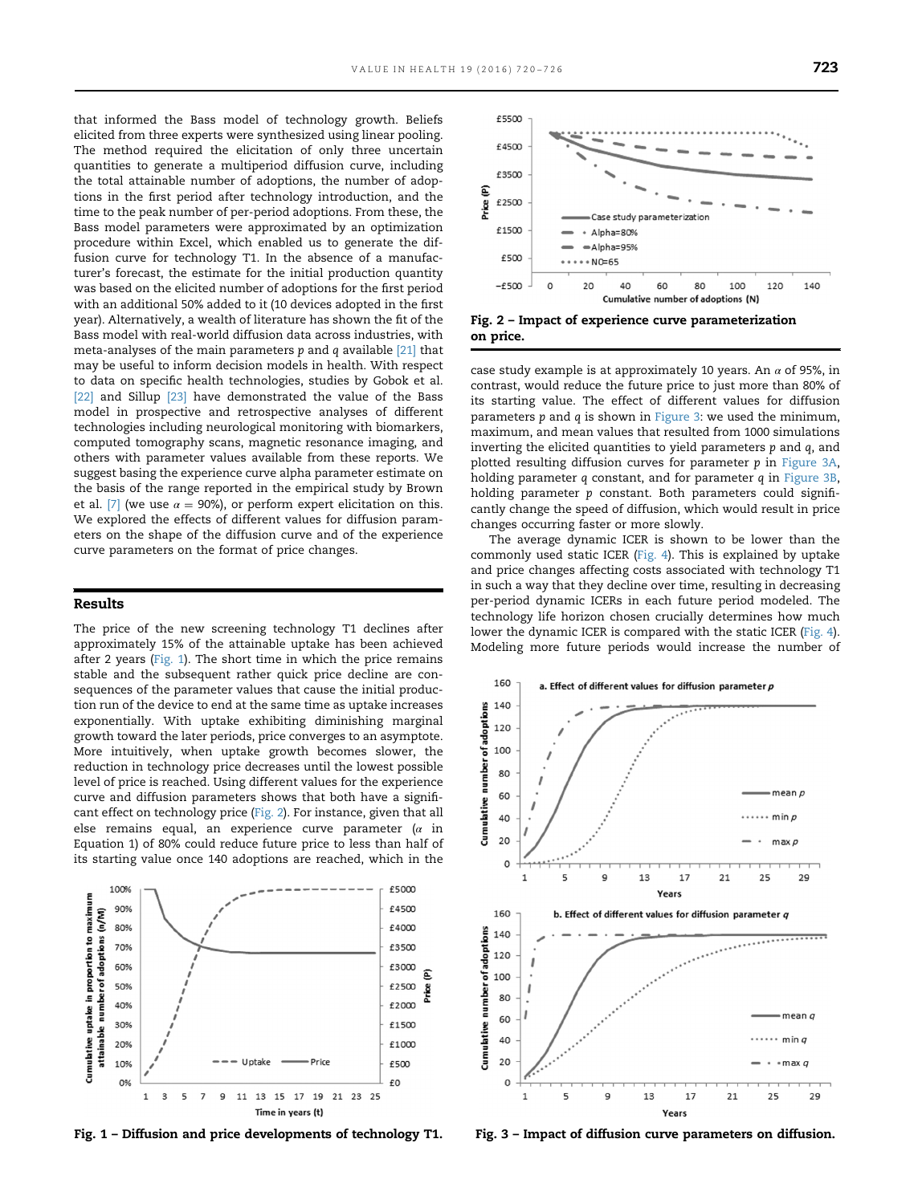that informed the Bass model of technology growth. Beliefs elicited from three experts were synthesized using linear pooling. The method required the elicitation of only three uncertain quantities to generate a multiperiod diffusion curve, including the total attainable number of adoptions, the number of adoptions in the first period after technology introduction, and the time to the peak number of per-period adoptions. From these, the Bass model parameters were approximated by an optimization procedure within Excel, which enabled us to generate the diffusion curve for technology T1. In the absence of a manufacturer's forecast, the estimate for the initial production quantity was based on the elicited number of adoptions for the first period with an additional 50% added to it (10 devices adopted in the first year). Alternatively, a wealth of literature has shown the fit of the Bass model with real-world diffusion data across industries, with meta-analyses of the main parameters $p$ and $q$ available [21] that may be useful to inform decision models in health. With respect to data on specific health technologies, studies by Gobok et al. [22] and Sillup [23] have demonstrated the value of the Bass model in prospective and retrospective analyses of different technologies including neurological monitoring with biomarkers, computed tomography scans, magnetic resonance imaging, and others with parameter values available from these reports. We suggest basing the experience curve alpha parameter estimate on the basis of the range reported in the empirical study by Brown et al. [7] (we use $\alpha = 90\%$), or perform expert elicitation on this. We explored the effects of different values for diffusion parameters on the shape of the diffusion curve and of the experience curve parameters on the format of price changes.

## Results

The price of the new screening technology T1 declines after approximately 15% of the attainable uptake has been achieved after 2 years (Fig. 1). The short time in which the price remains stable and the subsequent rather quick price decline are consequences of the parameter values that cause the initial production run of the device to end at the same time as uptake increases exponentially. With uptake exhibiting diminishing marginal growth toward the later periods, price converges to an asymptote. More intuitively, when uptake growth becomes slower, the reduction in technology price decreases until the lowest possible level of price is reached. Using different values for the experience curve and diffusion parameters shows that both have a significant effect on technology price (Fig. 2). For instance, given that all else remains equal, an experience curve parameter ($\alpha$ in Equation 1) of 80% could reduce future price to less than half of its starting value once 140 adoptions are reached, which in the case study example is at approximately 10 years. An $\alpha$ of 95%, in contrast, would reduce the future price to just more than 80% of its starting value. The effect of different values for diffusion parameters $p$ and $q$ is shown in Figure 3: we used the minimum, maximum, and mean values that resulted from 1000 simulations inverting the elicited quantities to yield parameters $p$ and $q$, and plotted resulting diffusion curves for parameter $p$ in Figure 3A, holding parameter $q$ constant, and for parameter $q$ in Figure 3B, holding parameter $p$ constant. Both parameters could significantly change the speed of diffusion, which would result in price changes occurring faster or more slowly.

The average dynamic ICER is shown to be lower than the commonly used static ICER (Fig. 4). This is explained by uptake and price changes affecting costs associated with technology T1 in such a way that they decline over time, resulting in decreasing per-period dynamic ICERs in each future period modeled. The technology life horizon chosen crucially determines how much lower the dynamic ICER is compared with the static ICER (Fig. 4). Modeling more future periods would increase the number of

Fig. 1 – Diffusion and price developments of technology T1.

Fig. 2 – Impact of experience curve parameterization on price.

Fig. 3 – Impact of diffusion curve parameters on diffusion.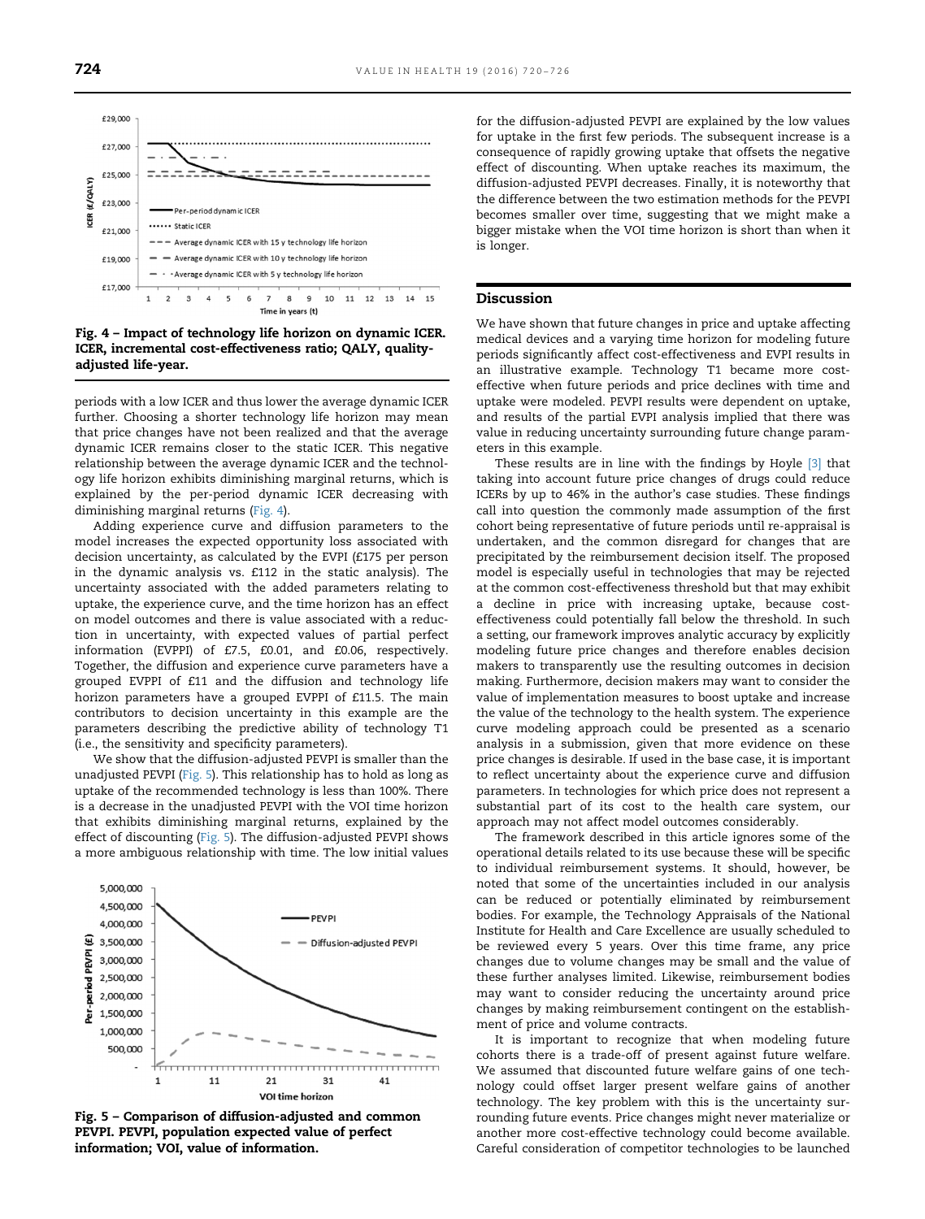Fig. 4 – Impact of technology life horizon on dynamic ICER. ICER, incremental cost-effectiveness ratio; QALY, quality-adjusted life-year.

periods with a low ICER and thus lower the average dynamic ICER further. Choosing a shorter technology life horizon may mean that price changes have not been realized and that the average dynamic ICER remains closer to the static ICER. This negative relationship between the average dynamic ICER and the technology life horizon exhibits diminishing marginal returns, which is explained by the per-period dynamic ICER decreasing with diminishing marginal returns (Fig. 4).

Adding experience curve and diffusion parameters to the model increases the expected opportunity loss associated with decision uncertainty, as calculated by the EVPI (£175 per person in the dynamic analysis vs. £112 in the static analysis). The uncertainty associated with the added parameters relating to uptake, the experience curve, and the time horizon has an effect on model outcomes and there is value associated with a reduction in uncertainty, with expected values of partial perfect information (EVPPI) of £7.5, £0.01, and £0.06, respectively. Together, the diffusion and experience curve parameters have a grouped EVPPI of £11 and the diffusion and technology life horizon parameters have a grouped EVPPI of £11.5. The main contributors to decision uncertainty in this example are the parameters describing the predictive ability of technology T1 (i.e., the sensitivity and specificity parameters).

We show that the diffusion-adjusted PEVPI is smaller than the unadjusted PEVPI (Fig. 5). This relationship has to hold as long as uptake of the recommended technology is less than 100%. There is a decrease in the unadjusted PEVPI with the VOI time horizon that exhibits diminishing marginal returns, explained by the effect of discounting (Fig. 5). The diffusion-adjusted PEVPI shows a more ambiguous relationship with time. The low initial values

Fig. 5 – Comparison of diffusion-adjusted and common PEVPI. PEVPI, population expected value of perfect information; VOI, value of information.

for the diffusion-adjusted PEVPI are explained by the low values for uptake in the first few periods. The subsequent increase is a consequence of rapidly growing uptake that offsets the negative effect of discounting. When uptake reaches its maximum, the diffusion-adjusted PEVPI decreases. Finally, it is noteworthy that the difference between the two estimation methods for the PEVPI becomes smaller over time, suggesting that we might make a bigger mistake when the VOI time horizon is short than when it is longer.

## Discussion

We have shown that future changes in price and uptake affecting medical devices and a varying time horizon for modeling future periods significantly affect cost-effectiveness and EVPI results in an illustrative example. Technology T1 became more cost-effective when future periods and price declines with time and uptake were modeled. PEVPI results were dependent on uptake, and results of the partial EVPI analysis implied that there was value in reducing uncertainty surrounding future change parameters in this example.

These results are in line with the findings by Hoyle [3] that taking into account future price changes of drugs could reduce ICERs by up to 46% in the author's case studies. These findings call into question the commonly made assumption of the first cohort being representative of future periods until re-appraisal is undertaken, and the common disregard for changes that are precipitated by the reimbursement decision itself. The proposed model is especially useful in technologies that may be rejected at the common cost-effectiveness threshold but that may exhibit a decline in price with increasing uptake, because cost-effectiveness could potentially fall below the threshold. In such a setting, our framework improves analytic accuracy by explicitly modeling future price changes and therefore enables decision makers to transparently use the resulting outcomes in decision making. Furthermore, decision makers may want to consider the value of implementation measures to boost uptake and increase the value of the technology to the health system. The experience curve modeling approach could be presented as a scenario analysis in a submission, given that more evidence on these price changes is desirable. If used in the base case, it is important to reflect uncertainty about the experience curve and diffusion parameters. In technologies for which price does not represent a substantial part of its cost to the health care system, our approach may not affect model outcomes considerably.

The framework described in this article ignores some of the operational details related to its use because these will be specific to individual reimbursement systems. It should, however, be noted that some of the uncertainties included in our analysis can be reduced or potentially eliminated by reimbursement bodies. For example, the Technology Appraisals of the National Institute for Health and Care Excellence are usually scheduled to be reviewed every 5 years. Over this time frame, any price changes due to volume changes may be small and the value of these further analyses limited. Likewise, reimbursement bodies may want to consider reducing the uncertainty around price changes by making reimbursement contingent on the establishment of price and volume contracts.

It is important to recognize that when modeling future cohorts there is a trade-off of present against future welfare. We assumed that discounted future welfare gains of one technology could offset larger present welfare gains of another technology. The key problem with this is the uncertainty surrounding future events. Price changes might never materialize or another more cost-effective technology could become available. Careful consideration of competitor technologies to be launched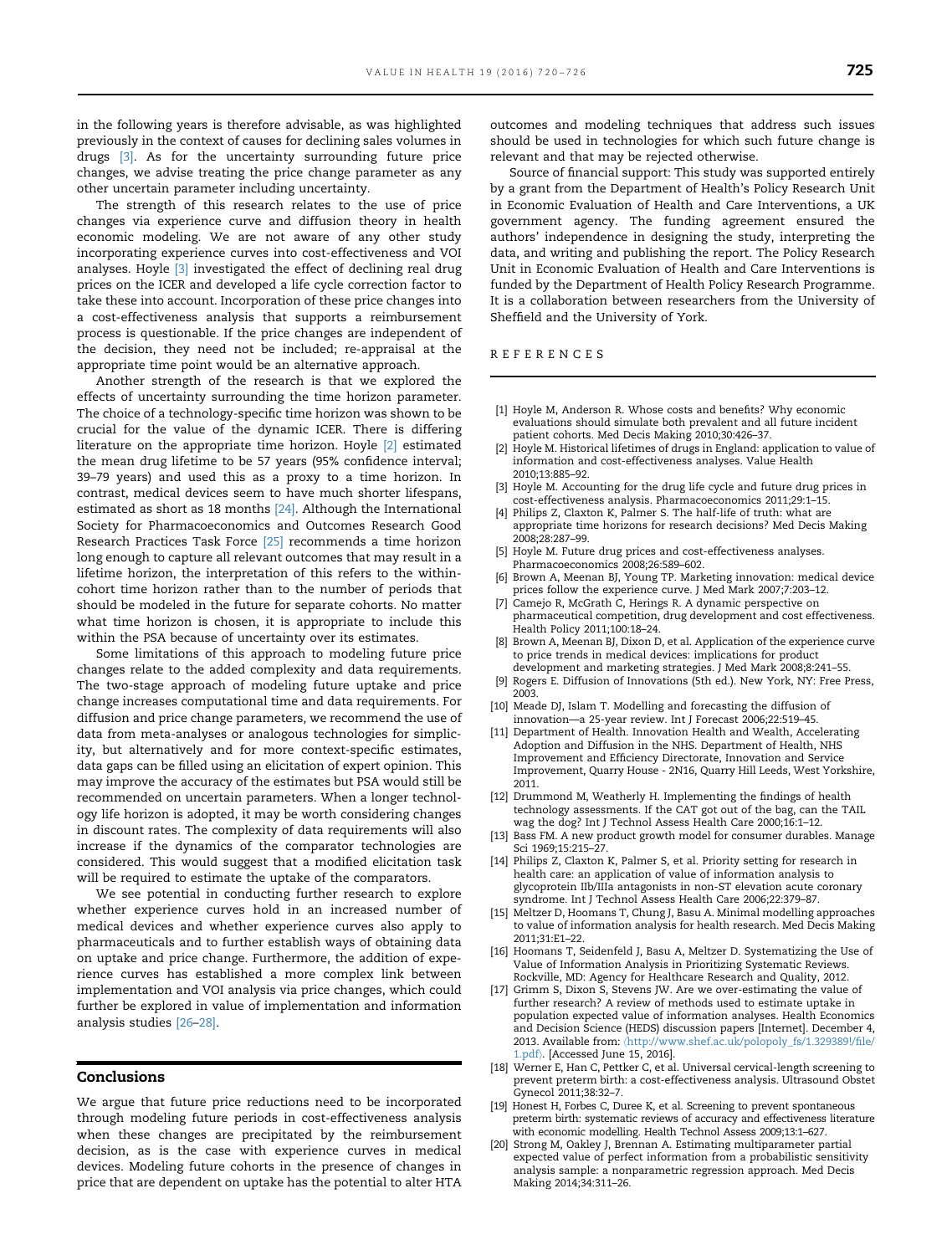in the following years is therefore advisable, as was highlighted previously in the context of causes for declining sales volumes in drugs [3]. As for the uncertainty surrounding future price changes, we advise treating the price change parameter as any other uncertain parameter including uncertainty.

The strength of this research relates to the use of price changes via experience curve and diffusion theory in health economic modeling. We are not aware of any other study incorporating experience curves into cost-effectiveness and VOI analyses. Hoyle [3] investigated the effect of declining real drug prices on the ICER and developed a life cycle correction factor to take these into account. Incorporation of these price changes into a cost-effectiveness analysis that supports a reimbursement process is questionable. If the price changes are independent of the decision, they need not be included; re-appraisal at the appropriate time point would be an alternative approach.

Another strength of the research is that we explored the effects of uncertainty surrounding the time horizon parameter. The choice of a technology-specific time horizon was shown to be crucial for the value of the dynamic ICER. There is differing literature on the appropriate time horizon. Hoyle [2] estimated the mean drug lifetime to be 57 years (95% confidence interval; 39–79 years) and used this as a proxy to a time horizon. In contrast, medical devices seem to have much shorter lifespans, estimated as short as 18 months [24]. Although the International Society for Pharmacoeconomics and Outcomes Research Good Research Practices Task Force [25] recommends a time horizon long enough to capture all relevant outcomes that may result in a lifetime horizon, the interpretation of this refers to the within-cohort time horizon rather than to the number of periods that should be modeled in the future for separate cohorts. No matter what time horizon is chosen, it is appropriate to include this within the PSA because of uncertainty over its estimates.

Some limitations of this approach to modeling future price changes relate to the added complexity and data requirements. The two-stage approach of modeling future uptake and price change increases computational time and data requirements. For diffusion and price change parameters, we recommend the use of data from meta-analyses or analogous technologies for simplicity, but alternatively and for more context-specific estimates, data gaps can be filled using an elicitation of expert opinion. This may improve the accuracy of the estimates but PSA would still be recommended on uncertain parameters. When a longer technology life horizon is adopted, it may be worth considering changes in discount rates. The complexity of data requirements will also increase if the dynamics of the comparator technologies are considered. This would suggest that a modified elicitation task will be required to estimate the uptake of the comparators.

We see potential in conducting further research to explore whether experience curves hold in an increased number of medical devices and whether experience curves also apply to pharmaceuticals and to further establish ways of obtaining data on uptake and price change. Furthermore, the addition of experience curves has established a more complex link between implementation and VOI analysis via price changes, which could further be explored in value of implementation and information analysis studies [26–28].

## Conclusions

We argue that future price reductions need to be incorporated through modeling future periods in cost-effectiveness analysis when these changes are precipitated by the reimbursement decision, as is the case with experience curves in medical devices. Modeling future cohorts in the presence of changes in price that are dependent on uptake has the potential to alter HTA outcomes and modeling techniques that address such issues should be used in technologies for which such future change is relevant and that may be rejected otherwise.

Source of financial support: This study was supported entirely by a grant from the Department of Health's Policy Research Unit in Economic Evaluation of Health and Care Interventions, a UK government agency. The funding agreement ensured the authors' independence in designing the study, interpreting the data, and writing and publishing the report. The Policy Research Unit in Economic Evaluation of Health and Care Interventions is funded by the Department of Health Policy Research Programme. It is a collaboration between researchers from the University of Sheffield and the University of York.

## REFERENCES

[1] Hoyle M, Anderson R. Whose costs and benefits? Why economic evaluations should simulate both prevalent and all future incident patient cohorts. Med Decis Making 2010;30:426–37.

[2] Hoyle M. Historical lifetimes of drugs in England: application to value of information and cost-effectiveness analyses. Value Health 2010;13:885–92.

[3] Hoyle M. Accounting for the drug life cycle and future drug prices in cost-effectiveness analysis. Pharmacoeconomics 2011;29:1–15.

[4] Philips Z, Claxton K, Palmer S. The half-life of truth: what are appropriate time horizons for research decisions? Med Decis Making 2008;28:287–99.

[5] Hoyle M. Future drug prices and cost-effectiveness analyses. Pharmacoeconomics 2008;26:589–602.

[6] Brown A, Meenan BJ, Young TP. Marketing innovation: medical device prices follow the experience curve. J Med Mark 2007;7:203–12.

[7] Camejo R, McGrath C, Herings R. A dynamic perspective on pharmaceutical competition, drug development and cost effectiveness. Health Policy 2011;100:18–24.

[8] Brown A, Meenan BJ, Dixon D, et al. Application of the experience curve to price trends in medical devices: implications for product development and marketing strategies. J Med Mark 2008;8:241–55.

[9] Rogers E. Diffusion of Innovations (5th ed.). New York, NY: Free Press, 2003.

[10] Meade DJ, Islam T. Modelling and forecasting the diffusion of innovation—a 25-year review. Int J Forecast 2006;22:519–45.

[11] Department of Health. Innovation Health and Wealth, Accelerating Adoption and Diffusion in the NHS. Department of Health, NHS Improvement and Efficiency Directorate, Innovation and Service Improvement, Quarry House - 2N16, Quarry Hill Leeds, West Yorkshire, 2011.

[12] Drummond M, Weatherly H. Implementing the findings of health technology assessments. If the CAT got out of the bag, can the TAIL wag the dog? Int J Technol Assess Health Care 2000;16:1–12.

[13] Bass FM. A new product growth model for consumer durables. Manage Sci 1969;15:215–27.

[14] Philips Z, Claxton K, Palmer S, et al. Priority setting for research in health care: an application of value of information analysis to glycoprotein IIb/IIIa antagonists in non-ST elevation acute coronary syndrome. Int J Technol Assess Health Care 2006;22:379–87.

[15] Meltzer D, Hoomans T, Chung J, Basu A. Minimal modelling approaches to value of information analysis for health research. Med Decis Making 2011;31:E1–22.

[16] Hoomans T, Seidenfeld J, Basu A, Meltzer D. Systematizing the Use of Value of Information Analysis in Prioritizing Systematic Reviews. Rockville, MD: Agency for Healthcare Research and Quality, 2012.

[17] Grimm S, Dixon S, Stevens JW. Are we over-estimating the value of further research? A review of methods used to estimate uptake in population expected value of information analyses. Health Economics and Decision Science (HEDS) discussion papers [Internet]. December 4, 2013. Available from: ⟨http://www.shef.ac.uk/polopoly_fs/1.329389!/file/1.pdf⟩. [Accessed June 15, 2016].

[18] Werner E, Han C, Pettker C, et al. Universal cervical-length screening to prevent preterm birth: a cost-effectiveness analysis. Ultrasound Obstet Gynecol 2011;38:32–7.

[19] Honest H, Forbes C, Duree K, et al. Screening to prevent spontaneous preterm birth: systematic reviews of accuracy and effectiveness literature with economic modelling. Health Technol Assess 2009;13:1–627.

[20] Strong M, Oakley J, Brennan A. Estimating multiparameter partial expected value of perfect information from a probabilistic sensitivity analysis sample: a nonparametric regression approach. Med Decis Making 2014;34:311–26.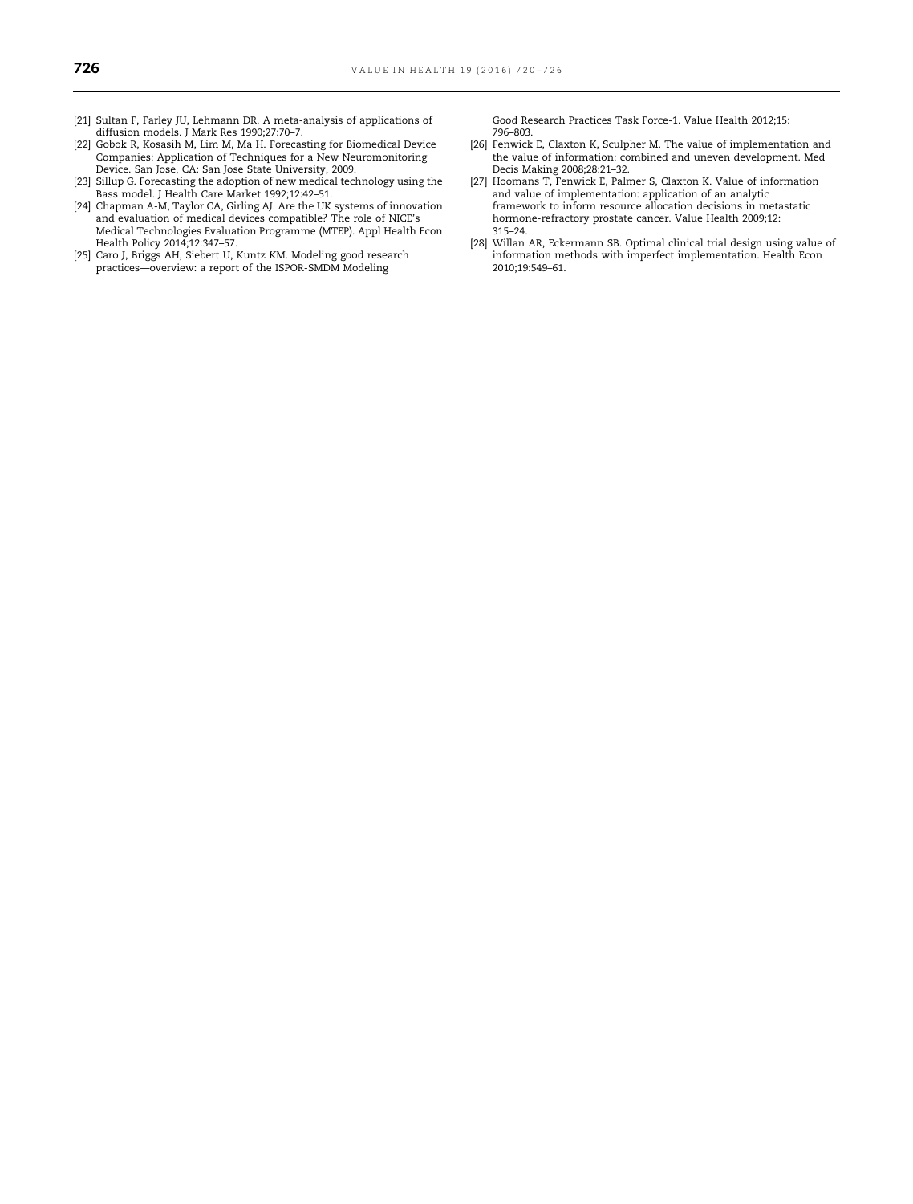[21] Sultan F, Farley JU, Lehmann DR. A meta-analysis of applications of diffusion models. J Mark Res 1990;27:70–7.

[22] Gobok R, Kosasih M, Lim M, Ma H. Forecasting for Biomedical Device Companies: Application of Techniques for a New Neuromonitoring Device. San Jose, CA: San Jose State University, 2009.

[23] Sillup G. Forecasting the adoption of new medical technology using the Bass model. J Health Care Market 1992;12:42–51.

[24] Chapman A-M, Taylor CA, Girling AJ. Are the UK systems of innovation and evaluation of medical devices compatible? The role of NICE's Medical Technologies Evaluation Programme (MTEP). Appl Health Econ Health Policy 2014;12:347–57.

[25] Caro J, Briggs AH, Siebert U, Kuntz KM. Modeling good research practices—overview: a report of the ISPOR-SMDM Modeling Good Research Practices Task Force-1. Value Health 2012;15: 796–803.

[26] Fenwick E, Claxton K, Sculpher M. The value of implementation and the value of information: combined and uneven development. Med Decis Making 2008;28:21–32.

[27] Hoomans T, Fenwick E, Palmer S, Claxton K. Value of information and value of implementation: application of an analytic framework to inform resource allocation decisions in metastatic hormone-refractory prostate cancer. Value Health 2009;12: 315–24.

[28] Willan AR, Eckermann SB. Optimal clinical trial design using value of information methods with imperfect implementation. Health Econ 2010;19:549–61.